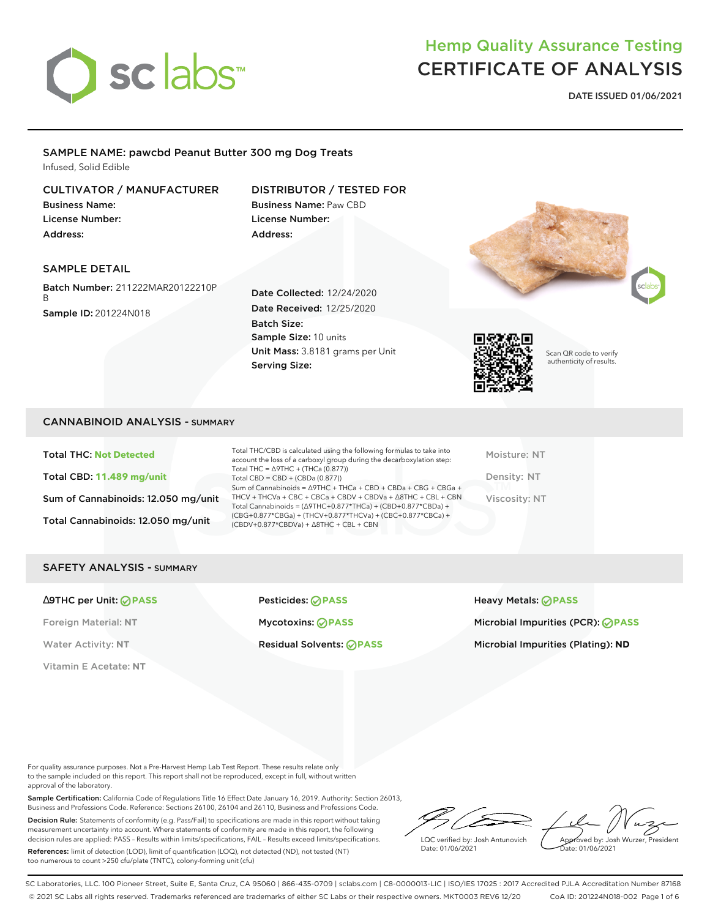# Hemp Quality Assurance Testing
# CERTIFICATE OF ANALYSIS

**DATE ISSUED 01/06/2021**

## SAMPLE NAME: pawcbd Peanut Butter 300 mg Dog Treats

Infused, Solid Edible

### CULTIVATOR / MANUFACTURER

**Business Name:**
**License Number:**
**Address:**

### DISTRIBUTOR / TESTED FOR

**Business Name:** Paw CBD
**License Number:**
**Address:**

### SAMPLE DETAIL

**Batch Number:** 211222MAR20122210PB
**Sample ID:** 201224N018

**Date Collected:** 12/24/2020
**Date Received:** 12/25/2020
**Batch Size:**
**Sample Size:** 10 units
**Unit Mass:** 3.8181 grams per Unit
**Serving Size:**

Scan QR code to verify authenticity of results.

## CANNABINOID ANALYSIS - SUMMARY

**Total THC:** Not Detected
**Total CBD:** 11.489 mg/unit
**Sum of Cannabinoids:** 12.050 mg/unit
**Total Cannabinoids:** 12.050 mg/unit

Total THC/CBD is calculated using the following formulas to take into account the loss of a carboxyl group during the decarboxylation step:
Total THC = Δ9THC + (THCa (0.877))
Total CBD = CBD + (CBDa (0.877))
Sum of Cannabinoids = Δ9THC + THCa + CBD + CBDa + CBG + CBGa + THCV + THCVa + CBC + CBCa + CBDV + CBDVa + Δ8THC + CBL + CBN
Total Cannabinoids = (Δ9THC+0.877*THCa) + (CBD+0.877*CBDa) + (CBG+0.877*CBGa) + (THCV+0.877*THCVa) + (CBC+0.877*CBCa) + (CBDV+0.877*CBDVa) + Δ8THC + CBL + CBN

Moisture: NT
Density: NT
Viscosity: NT

## SAFETY ANALYSIS - SUMMARY

Δ9THC per Unit: PASS
Foreign Material: NT
Water Activity: NT
Vitamin E Acetate: NT

Pesticides: PASS
Mycotoxins: PASS
Residual Solvents: PASS

Heavy Metals: PASS
Microbial Impurities (PCR): PASS
Microbial Impurities (Plating): ND

For quality assurance purposes. Not a Pre-Harvest Hemp Lab Test Report. These results relate only to the sample included on this report. This report shall not be reproduced, except in full, without written approval of the laboratory.

**Sample Certification:** California Code of Regulations Title 16 Effect Date January 16, 2019. Authority: Section 26013, Business and Professions Code. Reference: Sections 26100, 26104 and 26110, Business and Professions Code.

**Decision Rule:** Statements of conformity (e.g. Pass/Fail) to specifications are made in this report without taking measurement uncertainty into account. Where statements of conformity are made in this report, the following decision rules are applied: PASS – Results within limits/specifications, FAIL – Results exceed limits/specifications.

**References:** limit of detection (LOD), limit of quantification (LOQ), not detected (ND), not tested (NT) too numerous to count >250 cfu/plate (TNTC), colony-forming unit (cfu)

LQC verified by: Josh Antunovich
Date: 01/06/2021

Approved by: Josh Wurzer, President
Date: 01/06/2021

SC Laboratories, LLC. 100 Pioneer Street, Suite E, Santa Cruz, CA 95060 | 866-435-0709 | sclabs.com | C8-0000013-LIC | ISO/IES 17025 : 2017 Accredited PJLA Accreditation Number 87168
© 2021 SC Labs all rights reserved. Trademarks referenced are trademarks of either SC Labs or their respective owners. MKT0003 REV6 12/20 CoA ID: 201224N018-002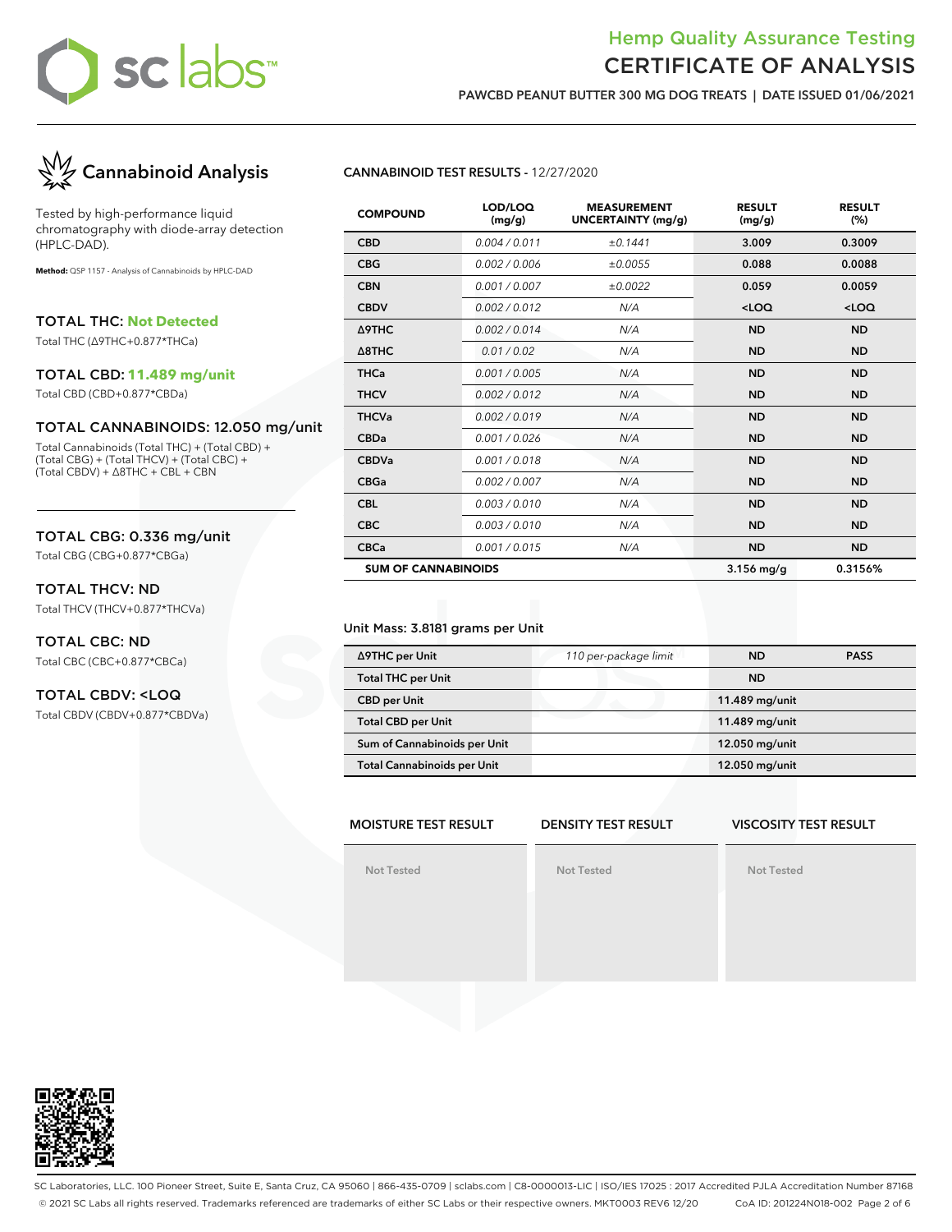# Hemp Quality Assurance Testing
# CERTIFICATE OF ANALYSIS

**PAWCBD PEANUT BUTTER 300 MG DOG TREATS | DATE ISSUED 01/06/2021**

## Cannabinoid Analysis

Tested by high-performance liquid chromatography with diode-array detection (HPLC-DAD).

**Method:** QSP 1157 - Analysis of Cannabinoids by HPLC-DAD

### TOTAL THC: Not Detected

Total THC (Δ9THC+0.877*THCa)

### TOTAL CBD: 11.489 mg/unit

Total CBD (CBD+0.877*CBDa)

### TOTAL CANNABINOIDS: 12.050 mg/unit

Total Cannabinoids (Total THC) + (Total CBD) + (Total CBG) + (Total THCV) + (Total CBC) + (Total CBDV) + Δ8THC + CBL + CBN

### TOTAL CBG: 0.336 mg/unit

Total CBG (CBG+0.877*CBGa)

### TOTAL THCV: ND

Total THCV (THCV+0.877*THCVa)

### TOTAL CBC: ND

Total CBC (CBC+0.877*CBCa)

### TOTAL CBDV: <LOQ

Total CBDV (CBDV+0.877*CBDVa)

**CANNABINOID TEST RESULTS** - 12/27/2020

| COMPOUND | LOD/LOQ (mg/g) | MEASUREMENT UNCERTAINTY (mg/g) | RESULT (mg/g) | RESULT (%) |
|---|---|---|---|---|
| CBD | 0.004 / 0.011 | ±0.1441 | 3.009 | 0.3009 |
| CBG | 0.002 / 0.006 | ±0.0055 | 0.088 | 0.0088 |
| CBN | 0.001 / 0.007 | ±0.0022 | 0.059 | 0.0059 |
| CBDV | 0.002 / 0.012 | N/A | <LOQ | <LOQ |
| Δ9THC | 0.002 / 0.014 | N/A | ND | ND |
| Δ8THC | 0.01 / 0.02 | N/A | ND | ND |
| THCa | 0.001 / 0.005 | N/A | ND | ND |
| THCV | 0.002 / 0.012 | N/A | ND | ND |
| THCVa | 0.002 / 0.019 | N/A | ND | ND |
| CBDa | 0.001 / 0.026 | N/A | ND | ND |
| CBDVa | 0.001 / 0.018 | N/A | ND | ND |
| CBGa | 0.002 / 0.007 | N/A | ND | ND |
| CBL | 0.003 / 0.010 | N/A | ND | ND |
| CBC | 0.003 / 0.010 | N/A | ND | ND |
| CBCa | 0.001 / 0.015 | N/A | ND | ND |
| **SUM OF CANNABINOIDS** | | | 3.156 mg/g | 0.3156% |

Unit Mass: 3.8181 grams per Unit

| | | | |
|---|---|---|---|
| Δ9THC per Unit | 110 per-package limit | ND | PASS |
| Total THC per Unit | | ND | |
| CBD per Unit | | 11.489 mg/unit | |
| Total CBD per Unit | | 11.489 mg/unit | |
| Sum of Cannabinoids per Unit | | 12.050 mg/unit | |
| Total Cannabinoids per Unit | | 12.050 mg/unit | |

| MOISTURE TEST RESULT | DENSITY TEST RESULT | VISCOSITY TEST RESULT |
|---|---|---|
| Not Tested | Not Tested | Not Tested |

SC Laboratories, LLC. 100 Pioneer Street, Suite E, Santa Cruz, CA 95060 | 866-435-0709 | sclabs.com | C8-0000013-LIC | ISO/IES 17025 : 2017 Accredited PJLA Accreditation Number 87168
© 2021 SC Labs all rights reserved. Trademarks referenced are trademarks of either SC Labs or their respective owners. MKT0003 REV6 12/20 CoA ID: 201224N018-002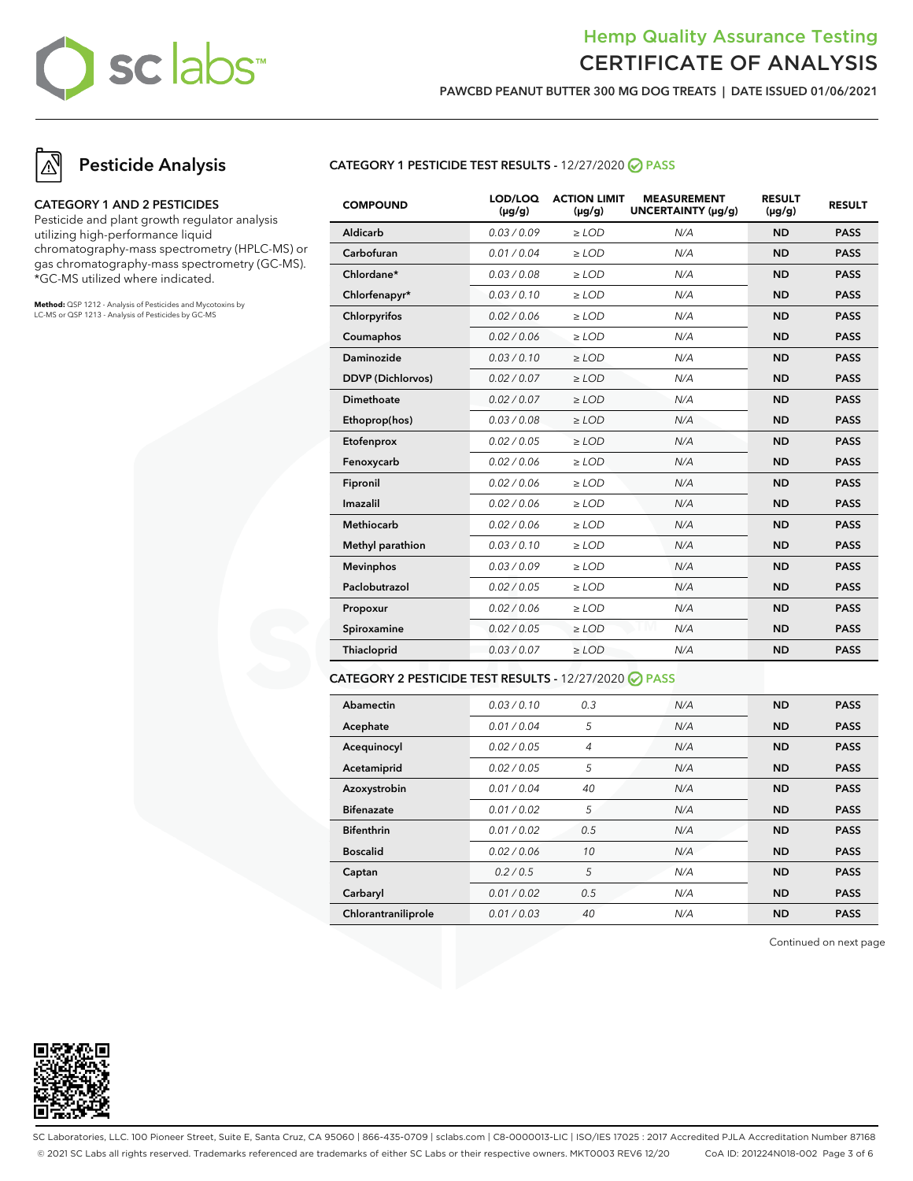# Hemp Quality Assurance Testing
# CERTIFICATE OF ANALYSIS

**PAWCBD PEANUT BUTTER 300 MG DOG TREATS | DATE ISSUED 01/06/2021**

## Pesticide Analysis

### CATEGORY 1 AND 2 PESTICIDES

Pesticide and plant growth regulator analysis utilizing high-performance liquid chromatography-mass spectrometry (HPLC-MS) or gas chromatography-mass spectrometry (GC-MS). *GC-MS utilized where indicated.

**Method:** QSP 1212 - Analysis of Pesticides and Mycotoxins by LC-MS or QSP 1213 - Analysis of Pesticides by GC-MS

### CATEGORY 1 PESTICIDE TEST RESULTS - 12/27/2020 PASS

| COMPOUND | LOD/LOQ (µg/g) | ACTION LIMIT (µg/g) | MEASUREMENT UNCERTAINTY (µg/g) | RESULT (µg/g) | RESULT |
|---|---|---|---|---|---|
| Aldicarb | 0.03 / 0.09 | ≥ LOD | N/A | ND | PASS |
| Carbofuran | 0.01 / 0.04 | ≥ LOD | N/A | ND | PASS |
| Chlordane* | 0.03 / 0.08 | ≥ LOD | N/A | ND | PASS |
| Chlorfenapyr* | 0.03 / 0.10 | ≥ LOD | N/A | ND | PASS |
| Chlorpyrifos | 0.02 / 0.06 | ≥ LOD | N/A | ND | PASS |
| Coumaphos | 0.02 / 0.06 | ≥ LOD | N/A | ND | PASS |
| Daminozide | 0.03 / 0.10 | ≥ LOD | N/A | ND | PASS |
| DDVP (Dichlorvos) | 0.02 / 0.07 | ≥ LOD | N/A | ND | PASS |
| Dimethoate | 0.02 / 0.07 | ≥ LOD | N/A | ND | PASS |
| Ethoprop(hos) | 0.03 / 0.08 | ≥ LOD | N/A | ND | PASS |
| Etofenprox | 0.02 / 0.05 | ≥ LOD | N/A | ND | PASS |
| Fenoxycarb | 0.02 / 0.06 | ≥ LOD | N/A | ND | PASS |
| Fipronil | 0.02 / 0.06 | ≥ LOD | N/A | ND | PASS |
| Imazalil | 0.02 / 0.06 | ≥ LOD | N/A | ND | PASS |
| Methiocarb | 0.02 / 0.06 | ≥ LOD | N/A | ND | PASS |
| Methyl parathion | 0.03 / 0.10 | ≥ LOD | N/A | ND | PASS |
| Mevinphos | 0.03 / 0.09 | ≥ LOD | N/A | ND | PASS |
| Paclobutrazol | 0.02 / 0.05 | ≥ LOD | N/A | ND | PASS |
| Propoxur | 0.02 / 0.06 | ≥ LOD | N/A | ND | PASS |
| Spiroxamine | 0.02 / 0.05 | ≥ LOD | N/A | ND | PASS |
| Thiacloprid | 0.03 / 0.07 | ≥ LOD | N/A | ND | PASS |

### CATEGORY 2 PESTICIDE TEST RESULTS - 12/27/2020 PASS

| COMPOUND | LOD/LOQ (µg/g) | ACTION LIMIT (µg/g) | MEASUREMENT UNCERTAINTY (µg/g) | RESULT (µg/g) | RESULT |
|---|---|---|---|---|---|
| Abamectin | 0.03 / 0.10 | 0.3 | N/A | ND | PASS |
| Acephate | 0.01 / 0.04 | 5 | N/A | ND | PASS |
| Acequinocyl | 0.02 / 0.05 | 4 | N/A | ND | PASS |
| Acetamiprid | 0.02 / 0.05 | 5 | N/A | ND | PASS |
| Azoxystrobin | 0.01 / 0.04 | 40 | N/A | ND | PASS |
| Bifenazate | 0.01 / 0.02 | 5 | N/A | ND | PASS |
| Bifenthrin | 0.01 / 0.02 | 0.5 | N/A | ND | PASS |
| Boscalid | 0.02 / 0.06 | 10 | N/A | ND | PASS |
| Captan | 0.2 / 0.5 | 5 | N/A | ND | PASS |
| Carbaryl | 0.01 / 0.02 | 0.5 | N/A | ND | PASS |
| Chlorantraniliprole | 0.01 / 0.03 | 40 | N/A | ND | PASS |

Continued on next page

SC Laboratories, LLC. 100 Pioneer Street, Suite E, Santa Cruz, CA 95060 | 866-435-0709 | sclabs.com | C8-0000013-LIC | ISO/IES 17025 : 2017 Accredited PJLA Accreditation Number 87168
© 2021 SC Labs all rights reserved. Trademarks referenced are trademarks of either SC Labs or their respective owners. MKT0003 REV6 12/20 CoA ID: 201224N018-002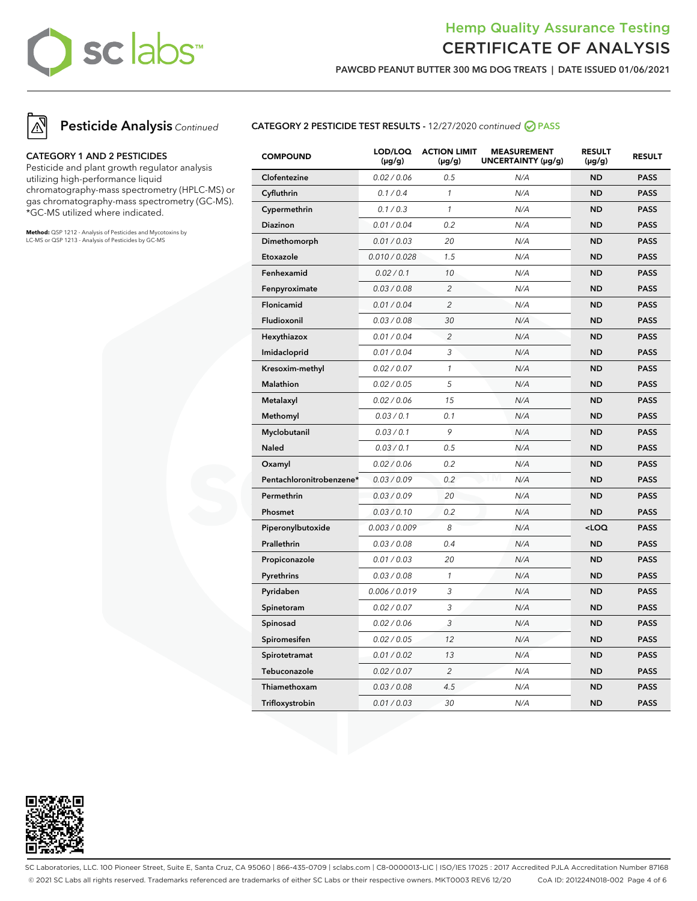# Hemp Quality Assurance Testing
# CERTIFICATE OF ANALYSIS

**PAWCBD PEANUT BUTTER 300 MG DOG TREATS | DATE ISSUED 01/06/2021**

## Pesticide Analysis *Continued*

**CATEGORY 1 AND 2 PESTICIDES**

Pesticide and plant growth regulator analysis utilizing high-performance liquid chromatography-mass spectrometry (HPLC-MS) or gas chromatography-mass spectrometry (GC-MS). *GC-MS utilized where indicated.

**Method:** QSP 1212 - Analysis of Pesticides and Mycotoxins by LC-MS or QSP 1213 - Analysis of Pesticides by GC-MS

**CATEGORY 2 PESTICIDE TEST RESULTS** - 12/27/2020 *continued* **PASS**

| COMPOUND | LOD/LOQ (µg/g) | ACTION LIMIT (µg/g) | MEASUREMENT UNCERTAINTY (µg/g) | RESULT (µg/g) | RESULT |
|---|---|---|---|---|---|
| Clofentezine | 0.02 / 0.06 | 0.5 | N/A | ND | PASS |
| Cyfluthrin | 0.1 / 0.4 | 1 | N/A | ND | PASS |
| Cypermethrin | 0.1 / 0.3 | 1 | N/A | ND | PASS |
| Diazinon | 0.01 / 0.04 | 0.2 | N/A | ND | PASS |
| Dimethomorph | 0.01 / 0.03 | 20 | N/A | ND | PASS |
| Etoxazole | 0.010 / 0.028 | 1.5 | N/A | ND | PASS |
| Fenhexamid | 0.02 / 0.1 | 10 | N/A | ND | PASS |
| Fenpyroximate | 0.03 / 0.08 | 2 | N/A | ND | PASS |
| Flonicamid | 0.01 / 0.04 | 2 | N/A | ND | PASS |
| Fludioxonil | 0.03 / 0.08 | 30 | N/A | ND | PASS |
| Hexythiazox | 0.01 / 0.04 | 2 | N/A | ND | PASS |
| Imidacloprid | 0.01 / 0.04 | 3 | N/A | ND | PASS |
| Kresoxim-methyl | 0.02 / 0.07 | 1 | N/A | ND | PASS |
| Malathion | 0.02 / 0.05 | 5 | N/A | ND | PASS |
| Metalaxyl | 0.02 / 0.06 | 15 | N/A | ND | PASS |
| Methomyl | 0.03 / 0.1 | 0.1 | N/A | ND | PASS |
| Myclobutanil | 0.03 / 0.1 | 9 | N/A | ND | PASS |
| Naled | 0.03 / 0.1 | 0.5 | N/A | ND | PASS |
| Oxamyl | 0.02 / 0.06 | 0.2 | N/A | ND | PASS |
| Pentachloronitrobenzene* | 0.03 / 0.09 | 0.2 | N/A | ND | PASS |
| Permethrin | 0.03 / 0.09 | 20 | N/A | ND | PASS |
| Phosmet | 0.03 / 0.10 | 0.2 | N/A | ND | PASS |
| Piperonylbutoxide | 0.003 / 0.009 | 8 | N/A | <LOQ | PASS |
| Prallethrin | 0.03 / 0.08 | 0.4 | N/A | ND | PASS |
| Propiconazole | 0.01 / 0.03 | 20 | N/A | ND | PASS |
| Pyrethrins | 0.03 / 0.08 | 1 | N/A | ND | PASS |
| Pyridaben | 0.006 / 0.019 | 3 | N/A | ND | PASS |
| Spinetoram | 0.02 / 0.07 | 3 | N/A | ND | PASS |
| Spinosad | 0.02 / 0.06 | 3 | N/A | ND | PASS |
| Spiromesifen | 0.02 / 0.05 | 12 | N/A | ND | PASS |
| Spirotetramat | 0.01 / 0.02 | 13 | N/A | ND | PASS |
| Tebuconazole | 0.02 / 0.07 | 2 | N/A | ND | PASS |
| Thiamethoxam | 0.03 / 0.08 | 4.5 | N/A | ND | PASS |
| Trifloxystrobin | 0.01 / 0.03 | 30 | N/A | ND | PASS |

SC Laboratories, LLC. 100 Pioneer Street, Suite E, Santa Cruz, CA 95060 | 866-435-0709 | sclabs.com | C8-0000013-LIC | ISO/IES 17025 : 2017 Accredited PJLA Accreditation Number 87168
© 2021 SC Labs all rights reserved. Trademarks referenced are trademarks of either SC Labs or their respective owners. MKT0003 REV6 12/20 CoA ID: 201224N018-002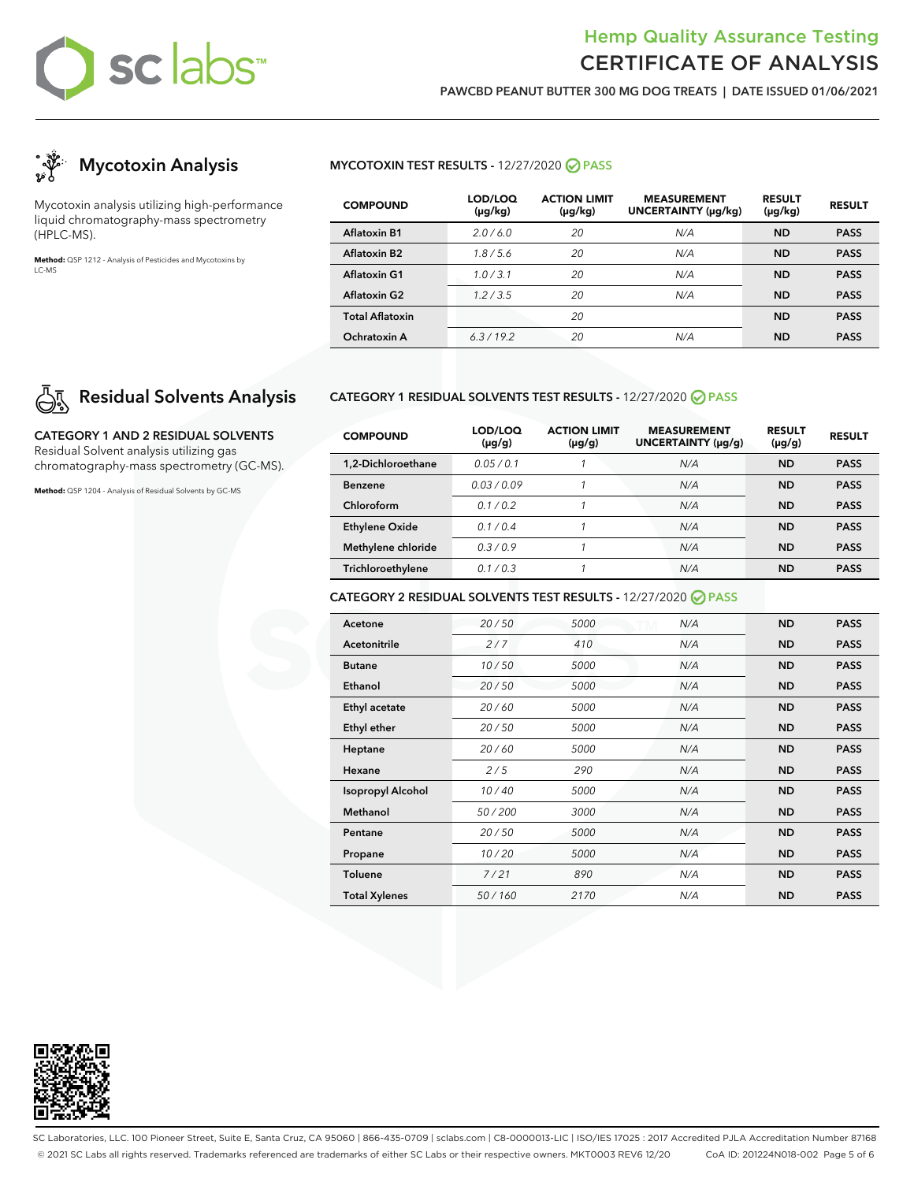# Hemp Quality Assurance Testing
# CERTIFICATE OF ANALYSIS

**PAWCBD PEANUT BUTTER 300 MG DOG TREATS | DATE ISSUED 01/06/2021**

## Mycotoxin Analysis

Mycotoxin analysis utilizing high-performance liquid chromatography-mass spectrometry (HPLC-MS).

**Method:** QSP 1212 - Analysis of Pesticides and Mycotoxins by LC-MS

### MYCOTOXIN TEST RESULTS - 12/27/2020 PASS

| COMPOUND | LOD/LOQ (μg/kg) | ACTION LIMIT (μg/kg) | MEASUREMENT UNCERTAINTY (μg/kg) | RESULT (μg/kg) | RESULT |
|---|---|---|---|---|---|
| Aflatoxin B1 | 2.0 / 6.0 | 20 | N/A | ND | PASS |
| Aflatoxin B2 | 1.8 / 5.6 | 20 | N/A | ND | PASS |
| Aflatoxin G1 | 1.0 / 3.1 | 20 | N/A | ND | PASS |
| Aflatoxin G2 | 1.2 / 3.5 | 20 | N/A | ND | PASS |
| Total Aflatoxin | | 20 | | ND | PASS |
| Ochratoxin A | 6.3 / 19.2 | 20 | N/A | ND | PASS |

## Residual Solvents Analysis

**CATEGORY 1 AND 2 RESIDUAL SOLVENTS**

Residual Solvent analysis utilizing gas chromatography-mass spectrometry (GC-MS).

**Method:** QSP 1204 - Analysis of Residual Solvents by GC-MS

### CATEGORY 1 RESIDUAL SOLVENTS TEST RESULTS - 12/27/2020 PASS

| COMPOUND | LOD/LOQ (μg/g) | ACTION LIMIT (μg/g) | MEASUREMENT UNCERTAINTY (μg/g) | RESULT (μg/g) | RESULT |
|---|---|---|---|---|---|
| 1,2-Dichloroethane | 0.05 / 0.1 | 1 | N/A | ND | PASS |
| Benzene | 0.03 / 0.09 | 1 | N/A | ND | PASS |
| Chloroform | 0.1 / 0.2 | 1 | N/A | ND | PASS |
| Ethylene Oxide | 0.1 / 0.4 | 1 | N/A | ND | PASS |
| Methylene chloride | 0.3 / 0.9 | 1 | N/A | ND | PASS |
| Trichloroethylene | 0.1 / 0.3 | 1 | N/A | ND | PASS |

### CATEGORY 2 RESIDUAL SOLVENTS TEST RESULTS - 12/27/2020 PASS

| COMPOUND | LOD/LOQ (μg/g) | ACTION LIMIT (μg/g) | MEASUREMENT UNCERTAINTY (μg/g) | RESULT (μg/g) | RESULT |
|---|---|---|---|---|---|
| Acetone | 20 / 50 | 5000 | N/A | ND | PASS |
| Acetonitrile | 2 / 7 | 410 | N/A | ND | PASS |
| Butane | 10 / 50 | 5000 | N/A | ND | PASS |
| Ethanol | 20 / 50 | 5000 | N/A | ND | PASS |
| Ethyl acetate | 20 / 60 | 5000 | N/A | ND | PASS |
| Ethyl ether | 20 / 50 | 5000 | N/A | ND | PASS |
| Heptane | 20 / 60 | 5000 | N/A | ND | PASS |
| Hexane | 2 / 5 | 290 | N/A | ND | PASS |
| Isopropyl Alcohol | 10 / 40 | 5000 | N/A | ND | PASS |
| Methanol | 50 / 200 | 3000 | N/A | ND | PASS |
| Pentane | 20 / 50 | 5000 | N/A | ND | PASS |
| Propane | 10 / 20 | 5000 | N/A | ND | PASS |
| Toluene | 7 / 21 | 890 | N/A | ND | PASS |
| Total Xylenes | 50 / 160 | 2170 | N/A | ND | PASS |

SC Laboratories, LLC. 100 Pioneer Street, Suite E, Santa Cruz, CA 95060 | 866-435-0709 | sclabs.com | C8-0000013-LIC | ISO/IES 17025 : 2017 Accredited PJLA Accreditation Number 87168

© 2021 SC Labs all rights reserved. Trademarks referenced are trademarks of either SC Labs or their respective owners. MKT0003 REV6 12/20 CoA ID: 201224N018-002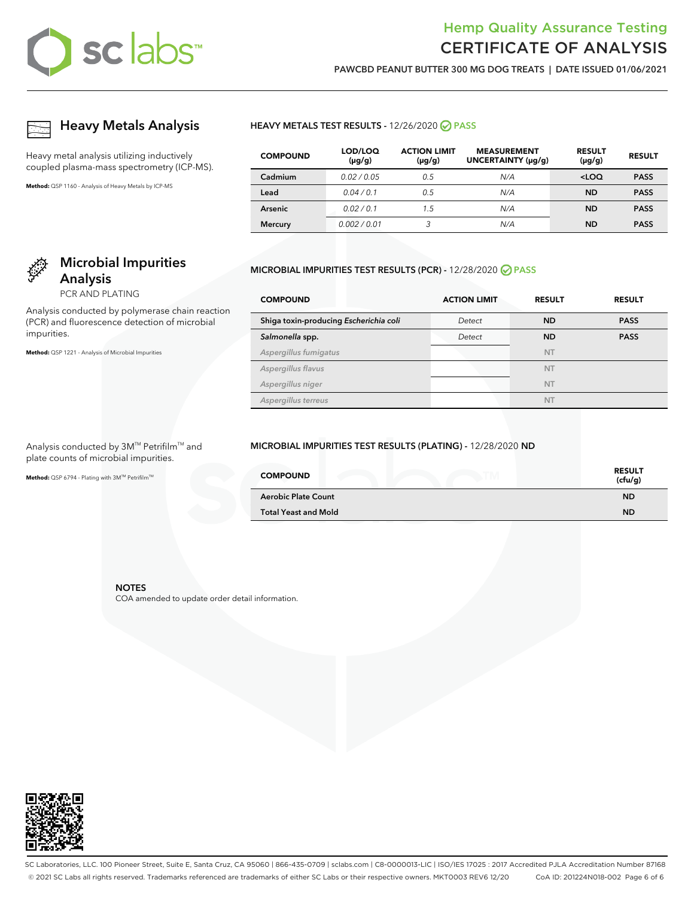# Hemp Quality Assurance Testing
# CERTIFICATE OF ANALYSIS

**PAWCBD PEANUT BUTTER 300 MG DOG TREATS | DATE ISSUED 01/06/2021**

## Heavy Metals Analysis

Heavy metal analysis utilizing inductively coupled plasma-mass spectrometry (ICP-MS).

**Method:** QSP 1160 - Analysis of Heavy Metals by ICP-MS

**HEAVY METALS TEST RESULTS** - 12/26/2020 PASS

| COMPOUND | LOD/LOQ (µg/g) | ACTION LIMIT (µg/g) | MEASUREMENT UNCERTAINTY (µg/g) | RESULT (µg/g) | RESULT |
|---|---|---|---|---|---|
| Cadmium | 0.02 / 0.05 | 0.5 | N/A | <LOQ | PASS |
| Lead | 0.04 / 0.1 | 0.5 | N/A | ND | PASS |
| Arsenic | 0.02 / 0.1 | 1.5 | N/A | ND | PASS |
| Mercury | 0.002 / 0.01 | 3 | N/A | ND | PASS |

## Microbial Impurities Analysis

PCR AND PLATING

Analysis conducted by polymerase chain reaction (PCR) and fluorescence detection of microbial impurities.

**Method:** QSP 1221 - Analysis of Microbial Impurities

**MICROBIAL IMPURITIES TEST RESULTS (PCR)** - 12/28/2020 PASS

| COMPOUND | ACTION LIMIT | RESULT | RESULT |
|---|---|---|---|
| Shiga toxin-producing *Escherichia coli* | Detect | ND | PASS |
| *Salmonella* spp. | Detect | ND | PASS |
| *Aspergillus fumigatus* | | NT | |
| *Aspergillus flavus* | | NT | |
| *Aspergillus niger* | | NT | |
| *Aspergillus terreus* | | NT | |

Analysis conducted by 3M™ Petrifilm™ and plate counts of microbial impurities.

**Method:** QSP 6794 - Plating with 3M™ Petrifilm™

**MICROBIAL IMPURITIES TEST RESULTS (PLATING)** - 12/28/2020 ND

| COMPOUND | RESULT (cfu/g) |
|---|---|
| Aerobic Plate Count | ND |
| Total Yeast and Mold | ND |

**NOTES**

COA amended to update order detail information.

SC Laboratories, LLC. 100 Pioneer Street, Suite E, Santa Cruz, CA 95060 | 866-435-0709 | sclabs.com | C8-0000013-LIC | ISO/IES 17025 : 2017 Accredited PJLA Accreditation Number 87168

© 2021 SC Labs all rights reserved. Trademarks referenced are trademarks of either SC Labs or their respective owners. MKT0003 REV6 12/20 CoA ID: 201224N018-002